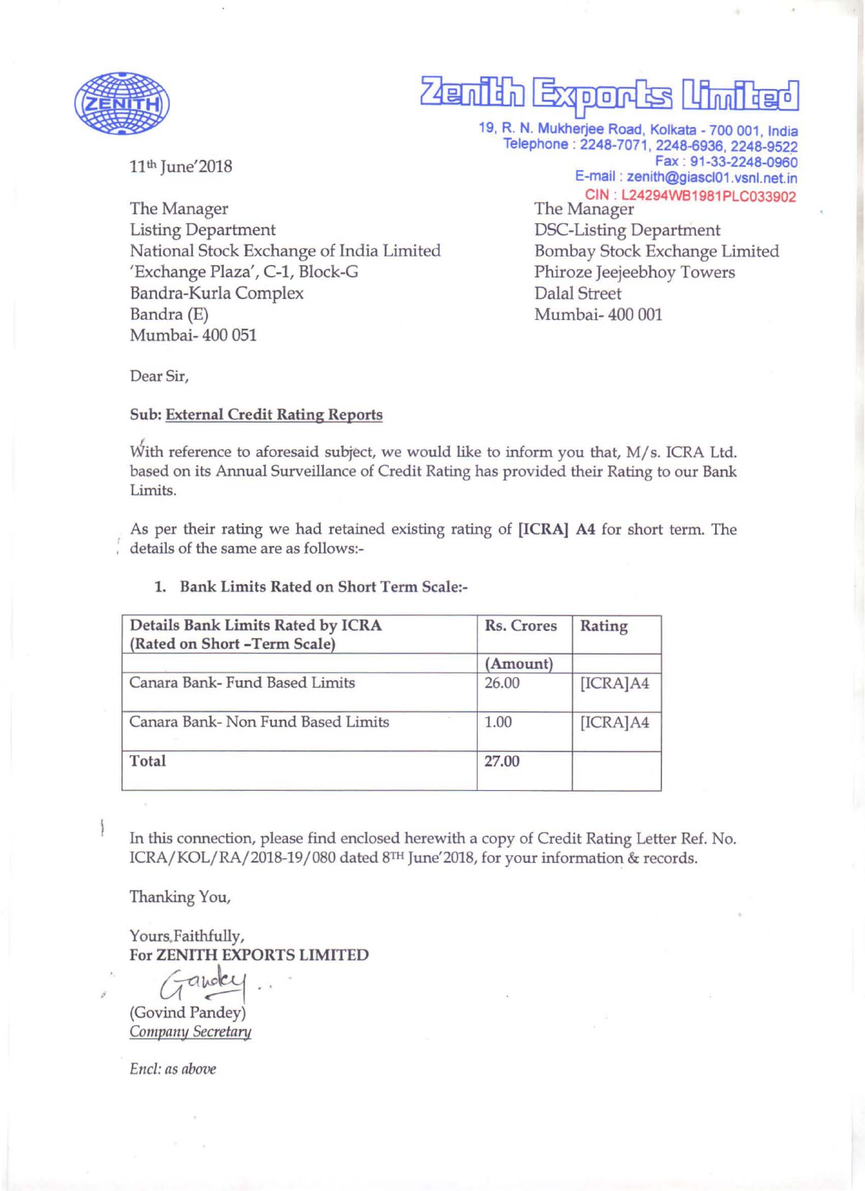# Zenith Exports Limited

19, R. N. Mukherjee Road, Kolkata - 700 001, India
Telephone : 2248-7071, 2248-6936, 2248-9522
Fax : 91-33-2248-0960
E-mail : zenith@giascl01.vsnl.net.in
CIN : L24294WB1981PLC033902

11th June'2018

The Manager
Listing Department
National Stock Exchange of India Limited
'Exchange Plaza', C-1, Block-G
Bandra-Kurla Complex
Bandra (E)
Mumbai- 400 051

The Manager
DSC-Listing Department
Bombay Stock Exchange Limited
Phiroze Jeejeebhoy Towers
Dalal Street
Mumbai- 400 001

Dear Sir,

**Sub: External Credit Rating Reports**

With reference to aforesaid subject, we would like to inform you that, M/s. ICRA Ltd. based on its Annual Surveillance of Credit Rating has provided their Rating to our Bank Limits.

As per their rating we had retained existing rating of **[ICRA] A4** for short term. The details of the same are as follows:-

1. **Bank Limits Rated on Short Term Scale:-**

| Details Bank Limits Rated by ICRA (Rated on Short -Term Scale) | Rs. Crores | Rating |
|---|---|---|
| | (Amount) | |
| Canara Bank- Fund Based Limits | 26.00 | [ICRA]A4 |
| Canara Bank- Non Fund Based Limits | 1.00 | [ICRA]A4 |
| **Total** | **27.00** | |

In this connection, please find enclosed herewith a copy of Credit Rating Letter Ref. No. ICRA/KOL/RA/2018-19/080 dated 8TH June'2018, for your information & records.

Thanking You,

Yours Faithfully,
**For ZENITH EXPORTS LIMITED**

(Govind Pandey)
*Company Secretary*

*Encl: as above*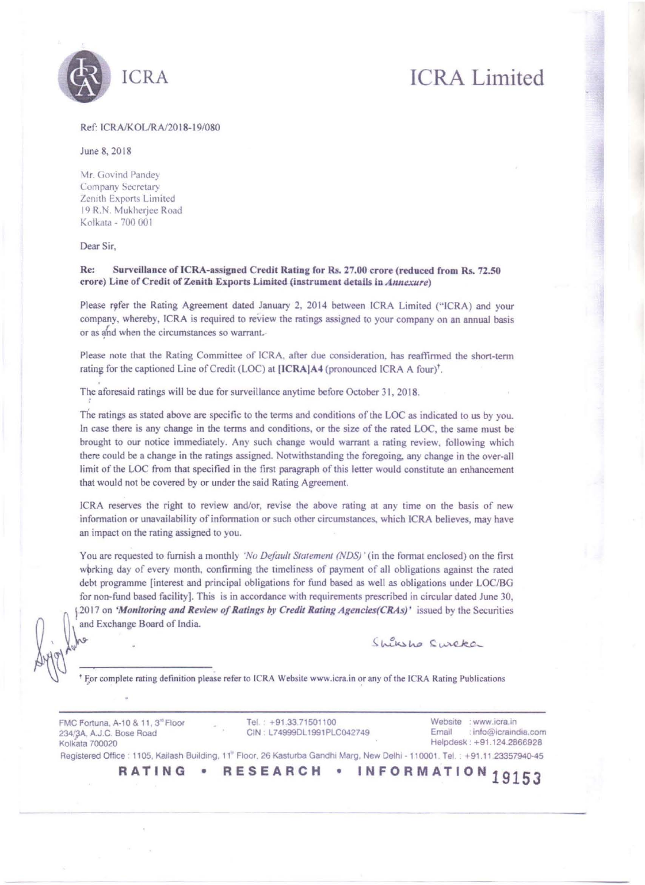ICRA

ICRA Limited

Ref: ICRA/KOL/RA/2018-19/080

June 8, 2018

Mr. Govind Pandey
Company Secretary
Zenith Exports Limited
19 R.N. Mukherjee Road
Kolkata - 700 001

Dear Sir,

**Re: Surveillance of ICRA-assigned Credit Rating for Rs. 27.00 crore (reduced from Rs. 72.50 crore) Line of Credit of Zenith Exports Limited (instrument details in *Annexure*)**

Please refer the Rating Agreement dated January 2, 2014 between ICRA Limited ("ICRA) and your company, whereby, ICRA is required to review the ratings assigned to your company on an annual basis or as and when the circumstances so warrant.

Please note that the Rating Committee of ICRA, after due consideration, has reaffirmed the short-term rating for the captioned Line of Credit (LOC) at **[ICRA]A4** (pronounced ICRA A four)†.

The aforesaid ratings will be due for surveillance anytime before October 31, 2018.

The ratings as stated above are specific to the terms and conditions of the LOC as indicated to us by you. In case there is any change in the terms and conditions, or the size of the rated LOC, the same must be brought to our notice immediately. Any such change would warrant a rating review, following which there could be a change in the ratings assigned. Notwithstanding the foregoing, any change in the over-all limit of the LOC from that specified in the first paragraph of this letter would constitute an enhancement that would not be covered by or under the said Rating Agreement.

ICRA reserves the right to review and/or, revise the above rating at any time on the basis of new information or unavailability of information or such other circumstances, which ICRA believes, may have an impact on the rating assigned to you.

You are requested to furnish a monthly *'No Default Statement (NDS)'* (in the format enclosed) on the first working day of every month, confirming the timeliness of payment of all obligations against the rated debt programme [interest and principal obligations for fund based as well as obligations under LOC/BG for non-fund based facility]. This is in accordance with requirements prescribed in circular dated June 30, 2017 on ***'Monitoring and Review of Ratings by Credit Rating Agencies(CRAs)'*** issued by the Securities and Exchange Board of India.

† For complete rating definition please refer to ICRA Website www.icra.in or any of the ICRA Rating Publications

FMC Fortuna, A-10 & 11, 3rd Floor
234/3A, A.J.C. Bose Road
Kolkata 700020

Tel. : +91.33.71501100
CIN : L74999DL1991PLC042749

Website : www.icra.in
Email : info@icraindia.com
Helpdesk : +91.124.2866928

Registered Office : 1105, Kailash Building, 11th Floor, 26 Kasturba Gandhi Marg, New Delhi - 110001. Tel. : +91.11.23357940-45

**RATING • RESEARCH • INFORMATION**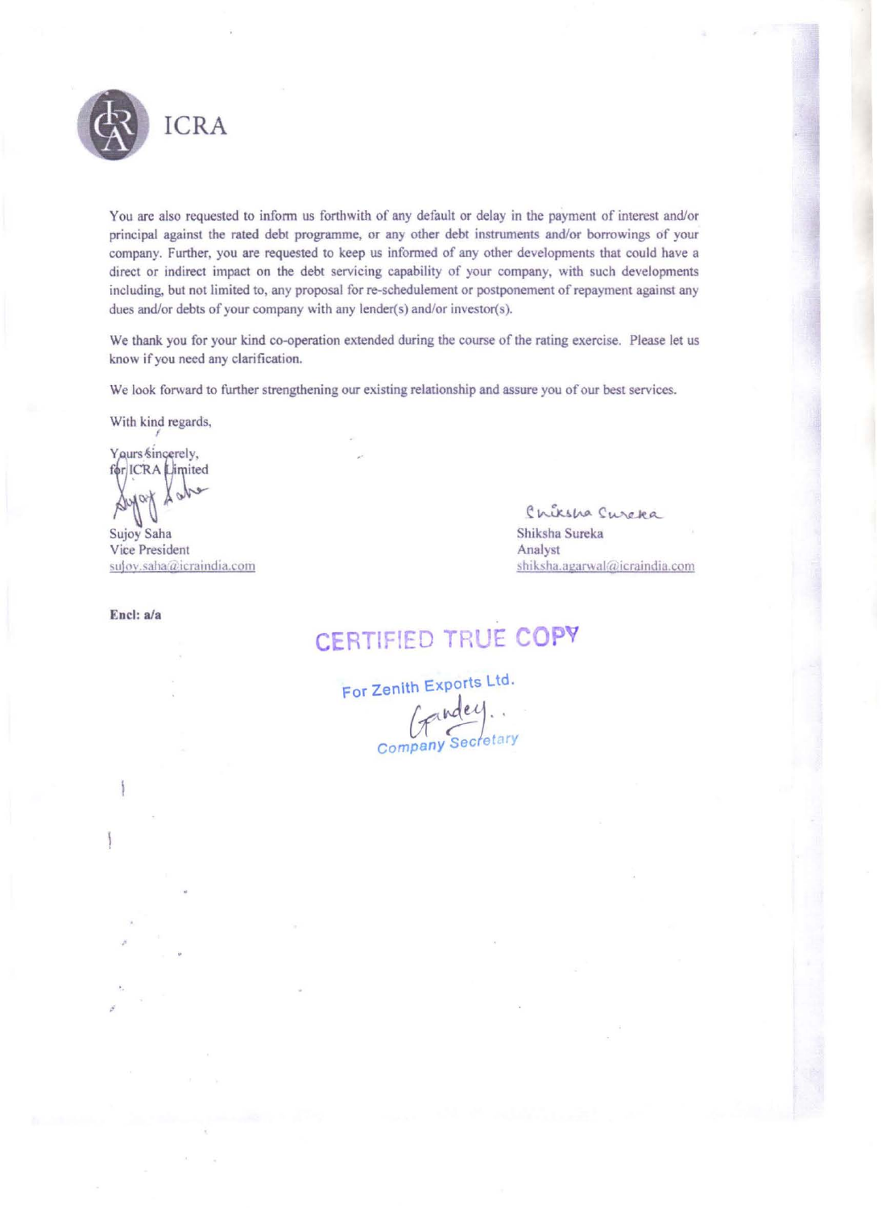ICRA

You are also requested to inform us forthwith of any default or delay in the payment of interest and/or principal against the rated debt programme, or any other debt instruments and/or borrowings of your company. Further, you are requested to keep us informed of any other developments that could have a direct or indirect impact on the debt servicing capability of your company, with such developments including, but not limited to, any proposal for re-schedulement or postponement of repayment against any dues and/or debts of your company with any lender(s) and/or investor(s).

We thank you for your kind co-operation extended during the course of the rating exercise. Please let us know if you need any clarification.

We look forward to further strengthening our existing relationship and assure you of our best services.

With kind regards,

Yours sincerely,
for ICRA Limited

Sujoy Saha
Vice President
sujoy.saha@icraindia.com

Shiksha Sureka
Analyst
shiksha.agarwal@icraindia.com

**Encl: a/a**

CERTIFIED TRUE COPY

For Zenith Exports Ltd.

Company Secretary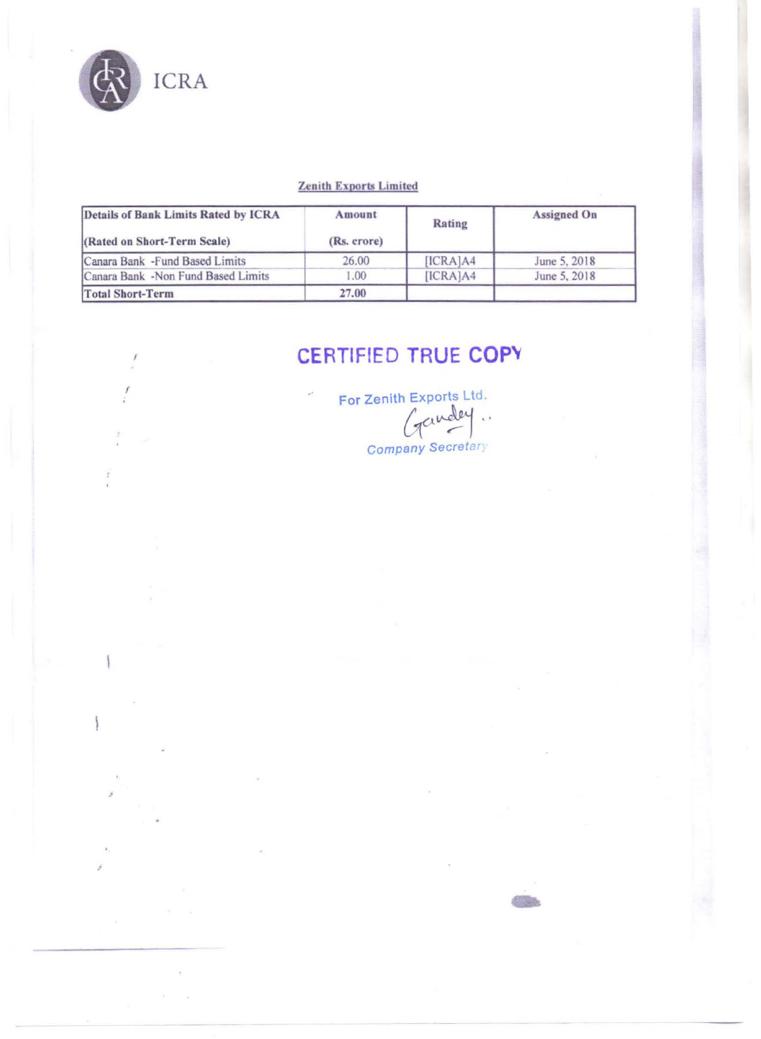ICRA

**Zenith Exports Limited**

| Details of Bank Limits Rated by ICRA (Rated on Short-Term Scale) | Amount (Rs. crore) | Rating | Assigned On |
|---|---|---|---|
| Canara Bank -Fund Based Limits | 26.00 | [ICRA]A4 | June 5, 2018 |
| Canara Bank -Non Fund Based Limits | 1.00 | [ICRA]A4 | June 5, 2018 |
| **Total Short-Term** | **27.00** | | |

**CERTIFIED TRUE COPY**

For Zenith Exports Ltd.

*Company Secretary*